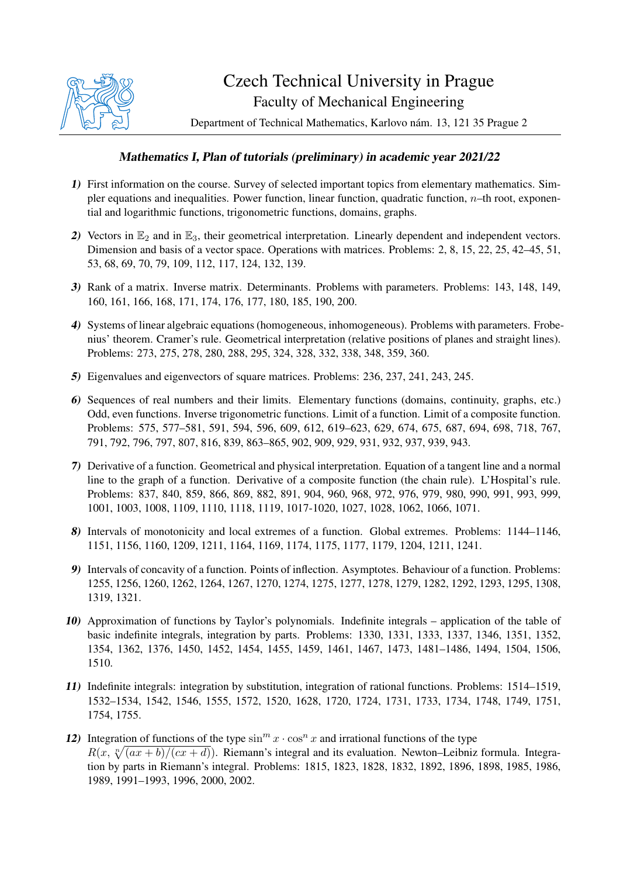# Czech Technical University in Prague

## Faculty of Mechanical Engineering

Department of Technical Mathematics, Karlovo nám. 13, 121 35 Prague 2

### *Mathematics I, Plan of tutorials (preliminary) in academic year 2021/22*

***1)*** First information on the course. Survey of selected important topics from elementary mathematics. Simpler equations and inequalities. Power function, linear function, quadratic function, $n$–th root, exponential and logarithmic functions, trigonometric functions, domains, graphs.

***2)*** Vectors in $\mathbb{E}_2$ and in $\mathbb{E}_3$, their geometrical interpretation. Linearly dependent and independent vectors. Dimension and basis of a vector space. Operations with matrices. Problems: 2, 8, 15, 22, 25, 42–45, 51, 53, 68, 69, 70, 79, 109, 112, 117, 124, 132, 139.

***3)*** Rank of a matrix. Inverse matrix. Determinants. Problems with parameters. Problems: 143, 148, 149, 160, 161, 166, 168, 171, 174, 176, 177, 180, 185, 190, 200.

***4)*** Systems of linear algebraic equations (homogeneous, inhomogeneous). Problems with parameters. Frobenius' theorem. Cramer's rule. Geometrical interpretation (relative positions of planes and straight lines). Problems: 273, 275, 278, 280, 288, 295, 324, 328, 332, 338, 348, 359, 360.

***5)*** Eigenvalues and eigenvectors of square matrices. Problems: 236, 237, 241, 243, 245.

***6)*** Sequences of real numbers and their limits. Elementary functions (domains, continuity, graphs, etc.) Odd, even functions. Inverse trigonometric functions. Limit of a function. Limit of a composite function. Problems: 575, 577–581, 591, 594, 596, 609, 612, 619–623, 629, 674, 675, 687, 694, 698, 718, 767, 791, 792, 796, 797, 807, 816, 839, 863–865, 902, 909, 929, 931, 932, 937, 939, 943.

***7)*** Derivative of a function. Geometrical and physical interpretation. Equation of a tangent line and a normal line to the graph of a function. Derivative of a composite function (the chain rule). L'Hospital's rule. Problems: 837, 840, 859, 866, 869, 882, 891, 904, 960, 968, 972, 976, 979, 980, 990, 991, 993, 999, 1001, 1003, 1008, 1109, 1110, 1118, 1119, 1017-1020, 1027, 1028, 1062, 1066, 1071.

***8)*** Intervals of monotonicity and local extremes of a function. Global extremes. Problems: 1144–1146, 1151, 1156, 1160, 1209, 1211, 1164, 1169, 1174, 1175, 1177, 1179, 1204, 1211, 1241.

***9)*** Intervals of concavity of a function. Points of inflection. Asymptotes. Behaviour of a function. Problems: 1255, 1256, 1260, 1262, 1264, 1267, 1270, 1274, 1275, 1277, 1278, 1279, 1282, 1292, 1293, 1295, 1308, 1319, 1321.

***10)*** Approximation of functions by Taylor's polynomials. Indefinite integrals – application of the table of basic indefinite integrals, integration by parts. Problems: 1330, 1331, 1333, 1337, 1346, 1351, 1352, 1354, 1362, 1376, 1450, 1452, 1454, 1455, 1459, 1461, 1467, 1473, 1481–1486, 1494, 1504, 1506, 1510.

***11)*** Indefinite integrals: integration by substitution, integration of rational functions. Problems: 1514–1519, 1532–1534, 1542, 1546, 1555, 1572, 1520, 1628, 1720, 1724, 1731, 1733, 1734, 1748, 1749, 1751, 1754, 1755.

***12)*** Integration of functions of the type $\sin^m x \cdot \cos^n x$ and irrational functions of the type $R(x, \sqrt[n]{(ax+b)/(cx+d)})$. Riemann's integral and its evaluation. Newton–Leibniz formula. Integration by parts in Riemann's integral. Problems: 1815, 1823, 1828, 1832, 1892, 1896, 1898, 1985, 1986, 1989, 1991–1993, 1996, 2000, 2002.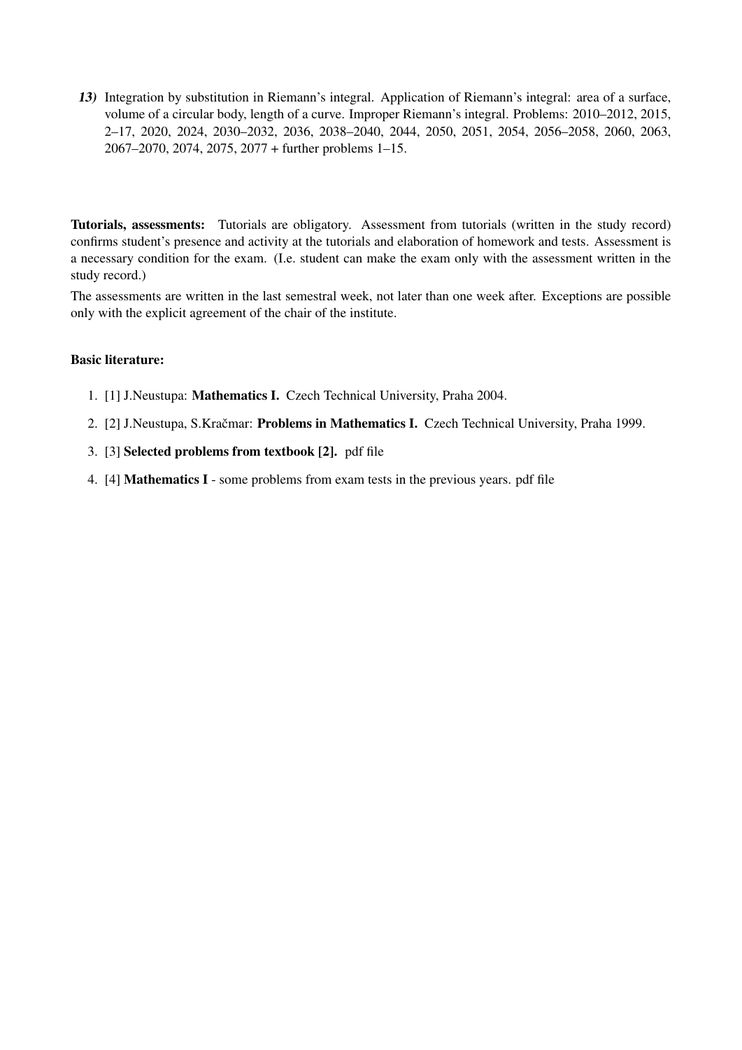*13)* Integration by substitution in Riemann's integral. Application of Riemann's integral: area of a surface, volume of a circular body, length of a curve. Improper Riemann's integral. Problems: 2010–2012, 2015, 2–17, 2020, 2024, 2030–2032, 2036, 2038–2040, 2044, 2050, 2051, 2054, 2056–2058, 2060, 2063, 2067–2070, 2074, 2075, 2077 + further problems 1–15.

**Tutorials, assessments:** Tutorials are obligatory. Assessment from tutorials (written in the study record) confirms student's presence and activity at the tutorials and elaboration of homework and tests. Assessment is a necessary condition for the exam. (I.e. student can make the exam only with the assessment written in the study record.)

The assessments are written in the last semestral week, not later than one week after. Exceptions are possible only with the explicit agreement of the chair of the institute.

**Basic literature:**

1. [1] J.Neustupa: **Mathematics I.** Czech Technical University, Praha 2004.
2. [2] J.Neustupa, S.Kračmar: **Problems in Mathematics I.** Czech Technical University, Praha 1999.
3. [3] **Selected problems from textbook [2].** pdf file
4. [4] **Mathematics I** - some problems from exam tests in the previous years. pdf file